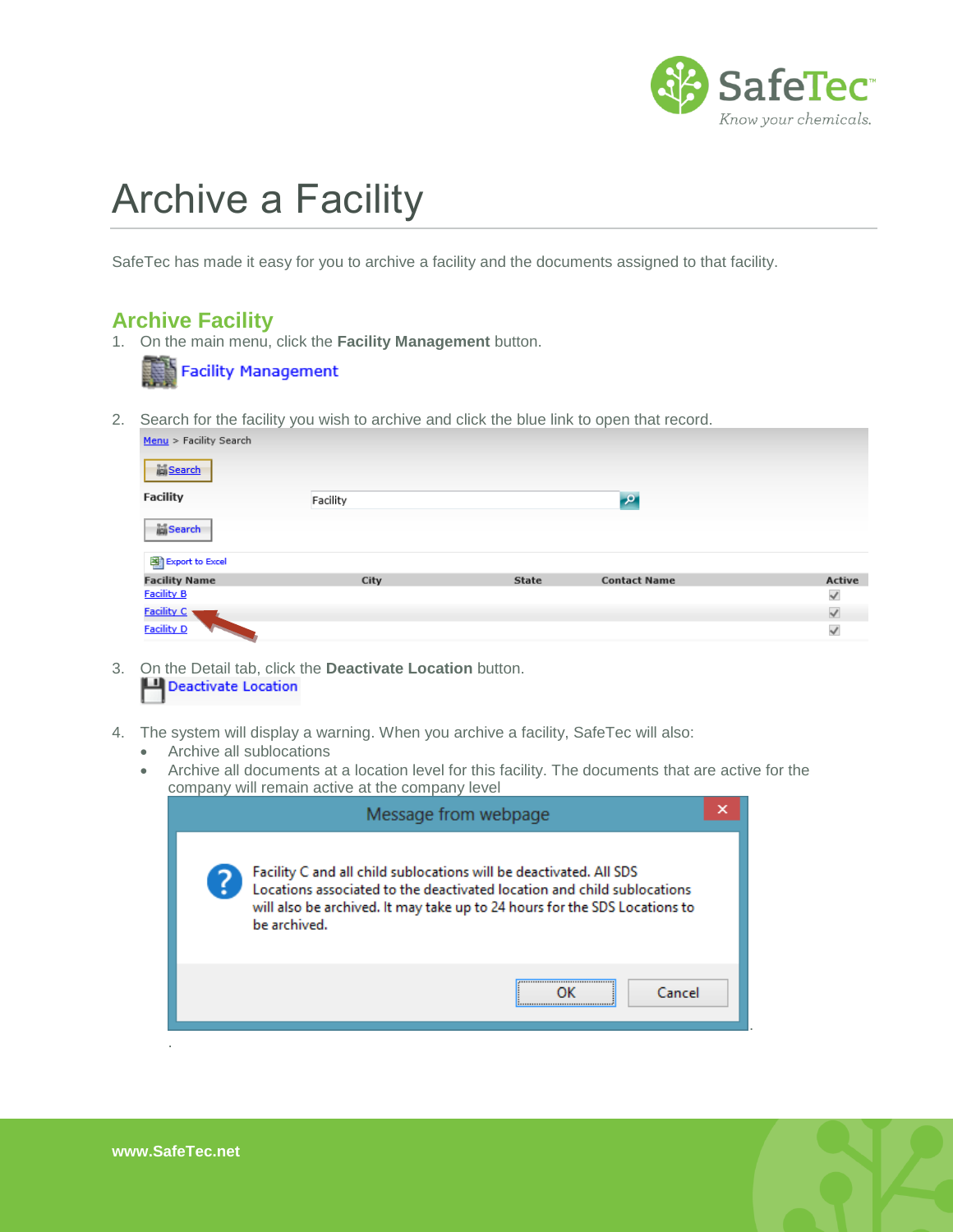# Archive a Facility

SafeTec has made it easy for you to archive a facility and the documents assigned to that facility.

## Archive Facility

1. On the main menu, click the **Facility Management** button.

   Facility Management

2. Search for the facility you wish to archive and click the blue link to open that record.

   Menu > Facility Search

   Search

   Facility: Facility

   Search

   Export to Excel

   | Facility Name | City | State | Contact Name | Active |
   |---|---|---|---|---|
   | Facility B | | | | ✓ |
   | Facility C | | | | ✓ |
   | Facility D | | | | ✓ |

3. On the Detail tab, click the **Deactivate Location** button.

   Deactivate Location

4. The system will display a warning. When you archive a facility, SafeTec will also:
   - Archive all sublocations
   - Archive all documents at a location level for this facility. The documents that are active for the company will remain active at the company level

   Message from webpage

   Facility C and all child sublocations will be deactivated. All SDS Locations associated to the deactivated location and child sublocations will also be archived. It may take up to 24 hours for the SDS Locations to be archived.

   OK | Cancel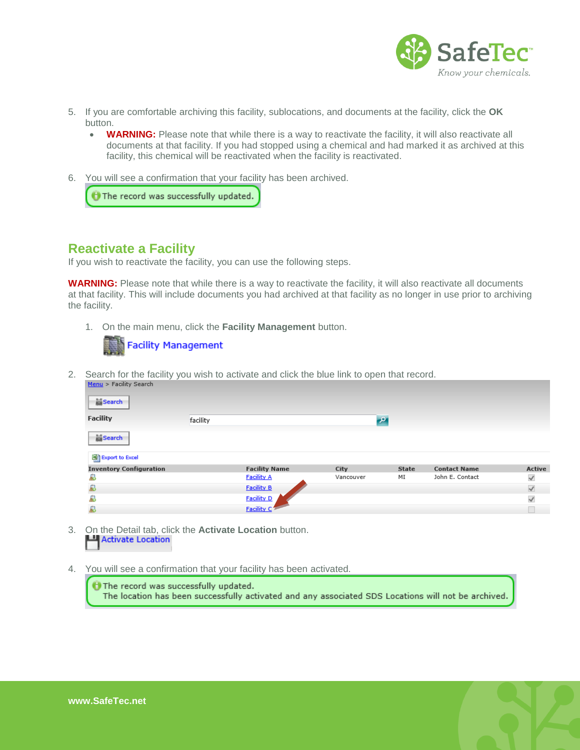5. If you are comfortable archiving this facility, sublocations, and documents at the facility, click the **OK** button.
   - **WARNING:** Please note that while there is a way to reactivate the facility, it will also reactivate all documents at that facility. If you had stopped using a chemical and had marked it as archived at this facility, this chemical will be reactivated when the facility is reactivated.

6. You will see a confirmation that your facility has been archived.

   The record was successfully updated.

## Reactivate a Facility

If you wish to reactivate the facility, you can use the following steps.

**WARNING:** Please note that while there is a way to reactivate the facility, it will also reactivate all documents at that facility. This will include documents you had archived at that facility as no longer in use prior to archiving the facility.

1. On the main menu, click the **Facility Management** button.

   Facility Management

2. Search for the facility you wish to activate and click the blue link to open that record.

   Menu > Facility Search

   Search

   Facility: facility

   Search

   Export to Excel

| Inventory Configuration | Facility Name | City | State | Contact Name | Active |
|---|---|---|---|---|---|
| | Facility A | Vancouver | MI | John E. Contact | ✓ |
| | Facility B | | | | ✓ |
| | Facility D | | | | ✓ |
| | Facility C | | | | |

3. On the Detail tab, click the **Activate Location** button.

   Activate Location

4. You will see a confirmation that your facility has been activated.

   The record was successfully updated.
   The location has been successfully activated and any associated SDS Locations will not be archived.